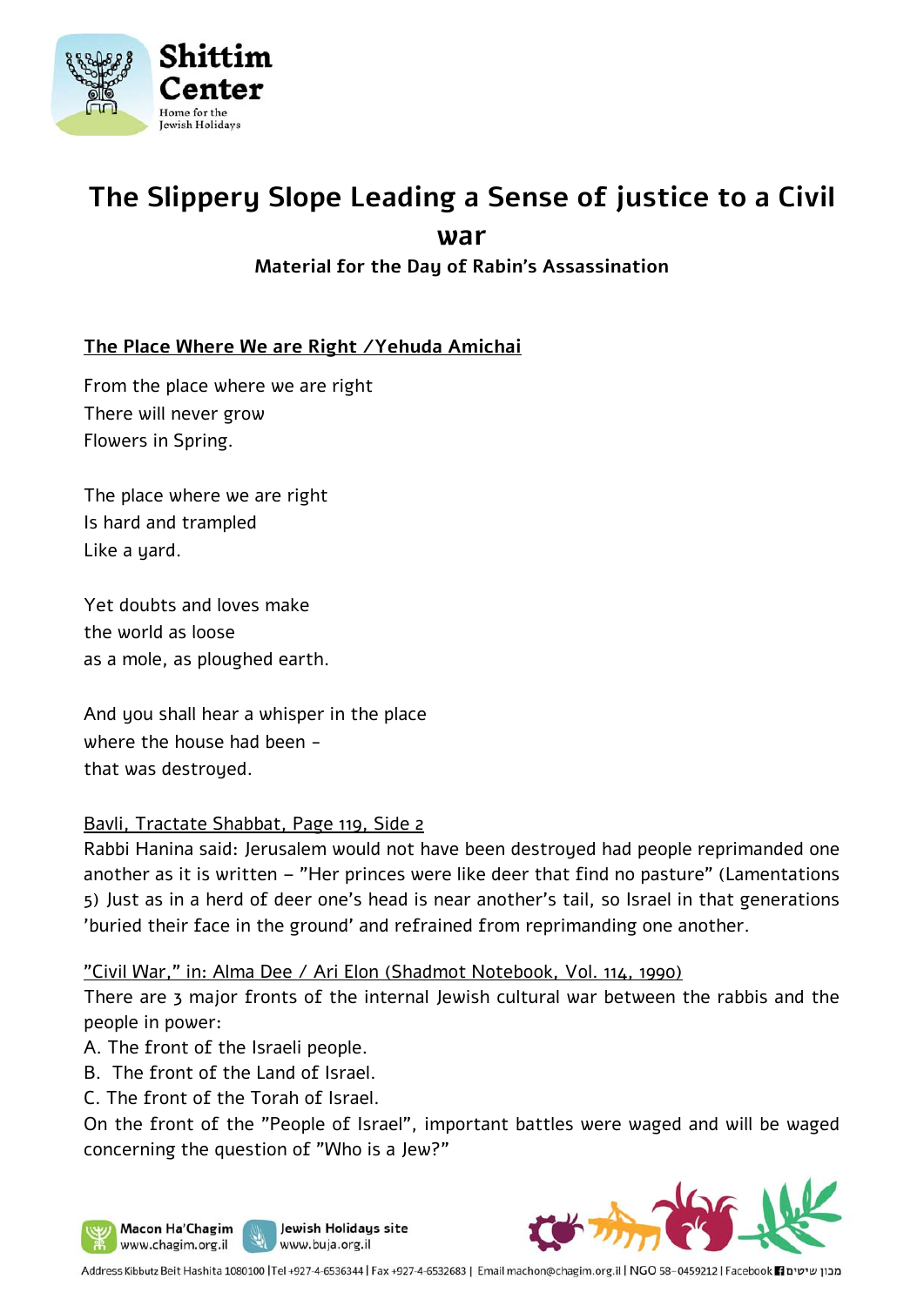# The Slippery Slope Leading a Sense of justice to a Civil war

**Material for the Day of Rabin's Assassination**

**The Place Where We are Right /Yehuda Amichai**

From the place where we are right
There will never grow
Flowers in Spring.

The place where we are right
Is hard and trampled
Like a yard.

Yet doubts and loves make
the world as loose
as a mole, as ploughed earth.

And you shall hear a whisper in the place
where the house had been -
that was destroyed.

Bavli, Tractate Shabbat, Page 119, Side 2

Rabbi Hanina said: Jerusalem would not have been destroyed had people reprimanded one another as it is written – "Her princes were like deer that find no pasture" (Lamentations 5) Just as in a herd of deer one's head is near another's tail, so Israel in that generations 'buried their face in the ground' and refrained from reprimanding one another.

"Civil War," in: Alma Dee / Ari Elon (Shadmot Notebook, Vol. 114, 1990)

There are 3 major fronts of the internal Jewish cultural war between the rabbis and the people in power:

A. The front of the Israeli people.
B. The front of the Land of Israel.
C. The front of the Torah of Israel.

On the front of the "People of Israel", important battles were waged and will be waged concerning the question of "Who is a Jew?"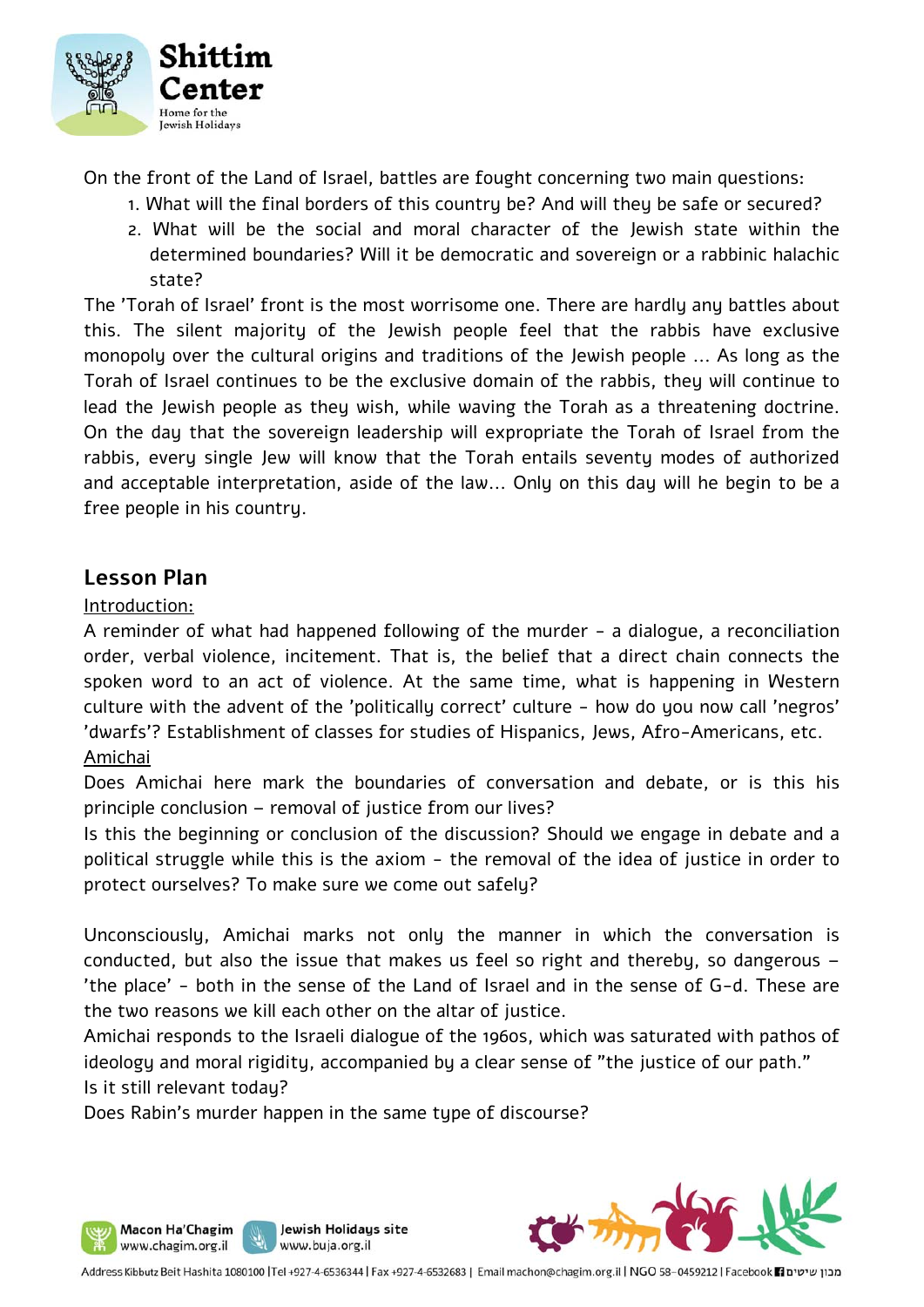On the front of the Land of Israel, battles are fought concerning two main questions:

1. What will the final borders of this country be? And will they be safe or secured?
2. What will be the social and moral character of the Jewish state within the determined boundaries? Will it be democratic and sovereign or a rabbinic halachic state?

The 'Torah of Israel' front is the most worrisome one. There are hardly any battles about this. The silent majority of the Jewish people feel that the rabbis have exclusive monopoly over the cultural origins and traditions of the Jewish people ... As long as the Torah of Israel continues to be the exclusive domain of the rabbis, they will continue to lead the Jewish people as they wish, while waving the Torah as a threatening doctrine. On the day that the sovereign leadership will expropriate the Torah of Israel from the rabbis, every single Jew will know that the Torah entails seventy modes of authorized and acceptable interpretation, aside of the law... Only on this day will he begin to be a free people in his country.

## Lesson Plan

Introduction:

A reminder of what had happened following of the murder - a dialogue, a reconciliation order, verbal violence, incitement. That is, the belief that a direct chain connects the spoken word to an act of violence. At the same time, what is happening in Western culture with the advent of the 'politically correct' culture - how do you now call 'negros' 'dwarfs'? Establishment of classes for studies of Hispanics, Jews, Afro-Americans, etc.

Amichai

Does Amichai here mark the boundaries of conversation and debate, or is this his principle conclusion – removal of justice from our lives?

Is this the beginning or conclusion of the discussion? Should we engage in debate and a political struggle while this is the axiom - the removal of the idea of justice in order to protect ourselves? To make sure we come out safely?

Unconsciously, Amichai marks not only the manner in which the conversation is conducted, but also the issue that makes us feel so right and thereby, so dangerous – 'the place' - both in the sense of the Land of Israel and in the sense of G-d. These are the two reasons we kill each other on the altar of justice.

Amichai responds to the Israeli dialogue of the 1960s, which was saturated with pathos of ideology and moral rigidity, accompanied by a clear sense of "the justice of our path."

Is it still relevant today?

Does Rabin's murder happen in the same type of discourse?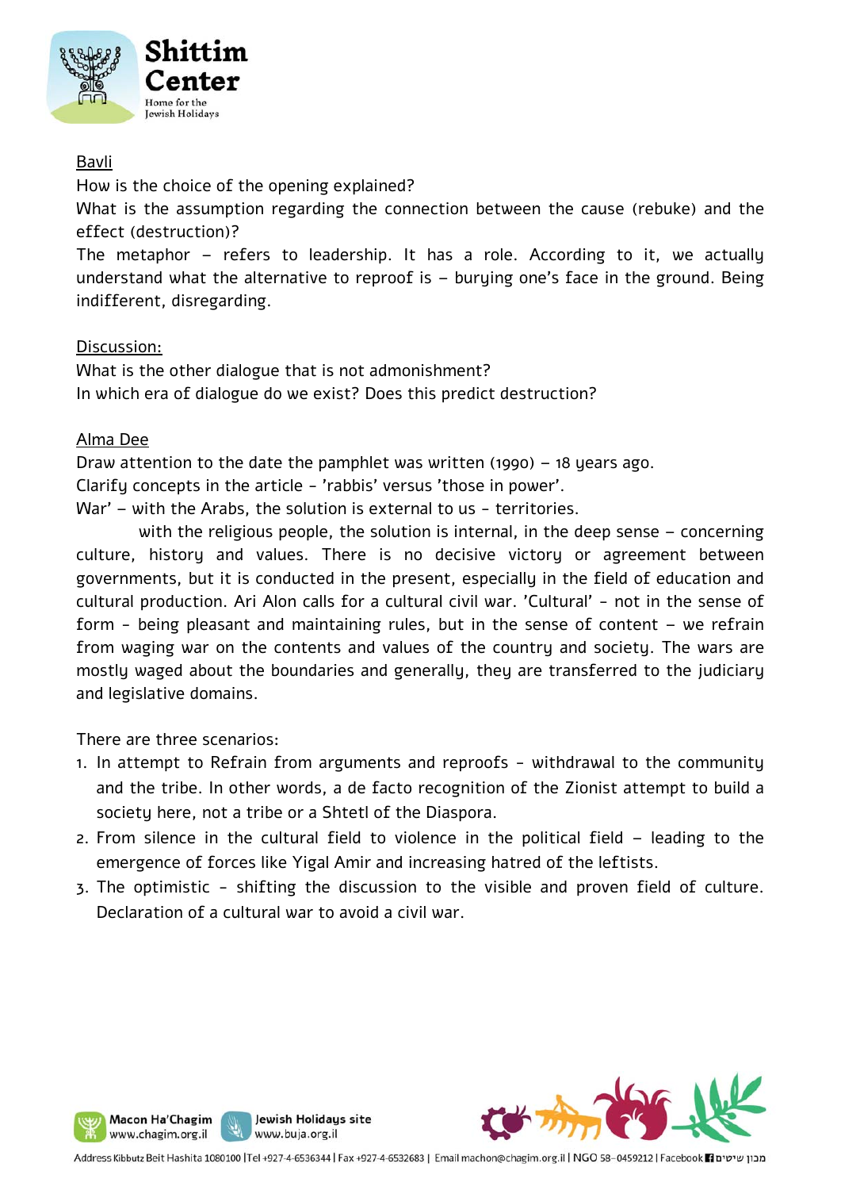Bavli

How is the choice of the opening explained?

What is the assumption regarding the connection between the cause (rebuke) and the effect (destruction)?

The metaphor – refers to leadership. It has a role. According to it, we actually understand what the alternative to reproof is – burying one's face in the ground. Being indifferent, disregarding.

Discussion:

What is the other dialogue that is not admonishment?

In which era of dialogue do we exist? Does this predict destruction?

Alma Dee

Draw attention to the date the pamphlet was written (1990) – 18 years ago.

Clarify concepts in the article - 'rabbis' versus 'those in power'.

War' – with the Arabs, the solution is external to us - territories.

with the religious people, the solution is internal, in the deep sense – concerning culture, history and values. There is no decisive victory or agreement between governments, but it is conducted in the present, especially in the field of education and cultural production. Ari Alon calls for a cultural civil war. 'Cultural' - not in the sense of form - being pleasant and maintaining rules, but in the sense of content – we refrain from waging war on the contents and values of the country and society. The wars are mostly waged about the boundaries and generally, they are transferred to the judiciary and legislative domains.

There are three scenarios:

1. In attempt to Refrain from arguments and reproofs - withdrawal to the community and the tribe. In other words, a de facto recognition of the Zionist attempt to build a society here, not a tribe or a Shtetl of the Diaspora.
2. From silence in the cultural field to violence in the political field – leading to the emergence of forces like Yigal Amir and increasing hatred of the leftists.
3. The optimistic - shifting the discussion to the visible and proven field of culture. Declaration of a cultural war to avoid a civil war.